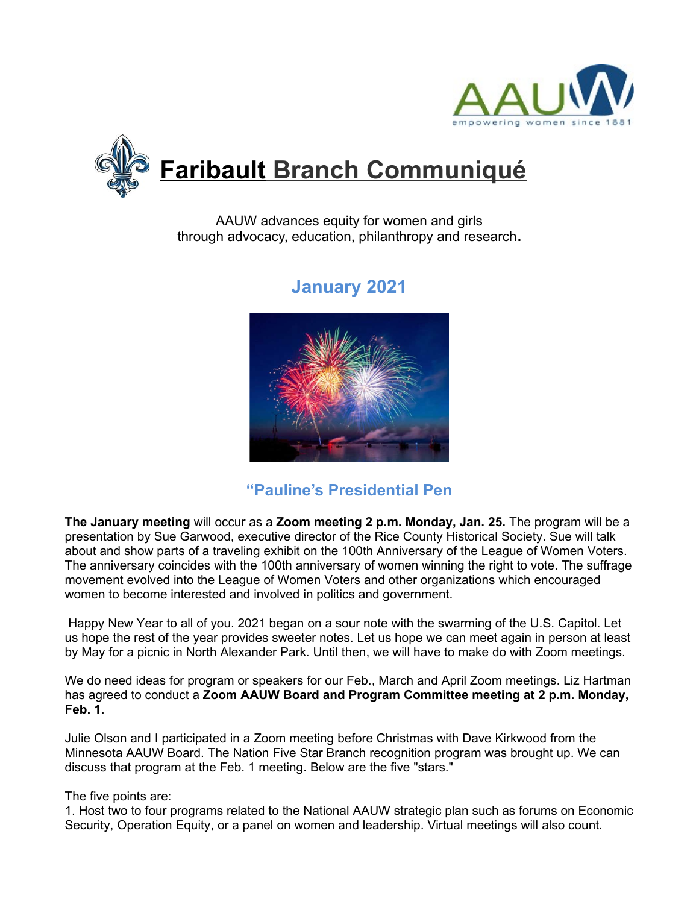# Faribault Branch Communiqué

AAUW advances equity for women and girls
through advocacy, education, philanthropy and research.

## January 2021

## "Pauline's Presidential Pen

**The January meeting** will occur as a **Zoom meeting 2 p.m. Monday, Jan. 25.** The program will be a presentation by Sue Garwood, executive director of the Rice County Historical Society. Sue will talk about and show parts of a traveling exhibit on the 100th Anniversary of the League of Women Voters. The anniversary coincides with the 100th anniversary of women winning the right to vote. The suffrage movement evolved into the League of Women Voters and other organizations which encouraged women to become interested and involved in politics and government.

Happy New Year to all of you. 2021 began on a sour note with the swarming of the U.S. Capitol. Let us hope the rest of the year provides sweeter notes. Let us hope we can meet again in person at least by May for a picnic in North Alexander Park. Until then, we will have to make do with Zoom meetings.

We do need ideas for program or speakers for our Feb., March and April Zoom meetings. Liz Hartman has agreed to conduct a **Zoom AAUW Board and Program Committee meeting at 2 p.m. Monday, Feb. 1.**

Julie Olson and I participated in a Zoom meeting before Christmas with Dave Kirkwood from the Minnesota AAUW Board. The Nation Five Star Branch recognition program was brought up. We can discuss that program at the Feb. 1 meeting. Below are the five "stars."

The five points are:

1. Host two to four programs related to the National AAUW strategic plan such as forums on Economic Security, Operation Equity, or a panel on women and leadership. Virtual meetings will also count.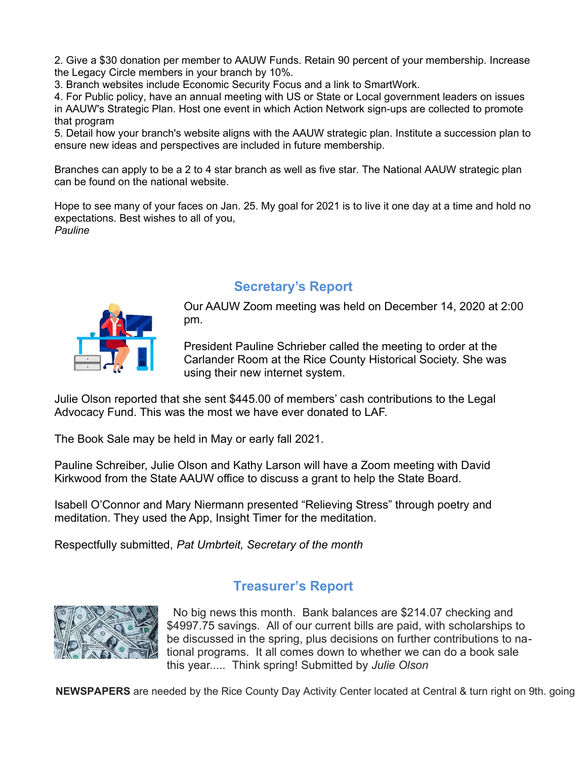2. Give a $30 donation per member to AAUW Funds. Retain 90 percent of your membership. Increase the Legacy Circle members in your branch by 10%.
3. Branch websites include Economic Security Focus and a link to SmartWork.
4. For Public policy, have an annual meeting with US or State or Local government leaders on issues in AAUW's Strategic Plan. Host one event in which Action Network sign-ups are collected to promote that program
5. Detail how your branch's website aligns with the AAUW strategic plan. Institute a succession plan to ensure new ideas and perspectives are included in future membership.

Branches can apply to be a 2 to 4 star branch as well as five star. The National AAUW strategic plan can be found on the national website.

Hope to see many of your faces on Jan. 25. My goal for 2021 is to live it one day at a time and hold no expectations. Best wishes to all of you,
*Pauline*

## Secretary's Report

Our AAUW Zoom meeting was held on December 14, 2020 at 2:00 pm.

President Pauline Schrieber called the meeting to order at the Carlander Room at the Rice County Historical Society. She was using their new internet system.

Julie Olson reported that she sent $445.00 of members' cash contributions to the Legal Advocacy Fund. This was the most we have ever donated to LAF.

The Book Sale may be held in May or early fall 2021.

Pauline Schreiber, Julie Olson and Kathy Larson will have a Zoom meeting with David Kirkwood from the State AAUW office to discuss a grant to help the State Board.

Isabell O'Connor and Mary Niermann presented "Relieving Stress" through poetry and meditation. They used the App, Insight Timer for the meditation.

Respectfully submitted, *Pat Umbrteit, Secretary of the month*

## Treasurer's Report

No big news this month. Bank balances are $214.07 checking and $4997.75 savings. All of our current bills are paid, with scholarships to be discussed in the spring, plus decisions on further contributions to national programs. It all comes down to whether we can do a book sale this year..... Think spring! Submitted by *Julie Olson*

**NEWSPAPERS** are needed by the Rice County Day Activity Center located at Central & turn right on 9th. going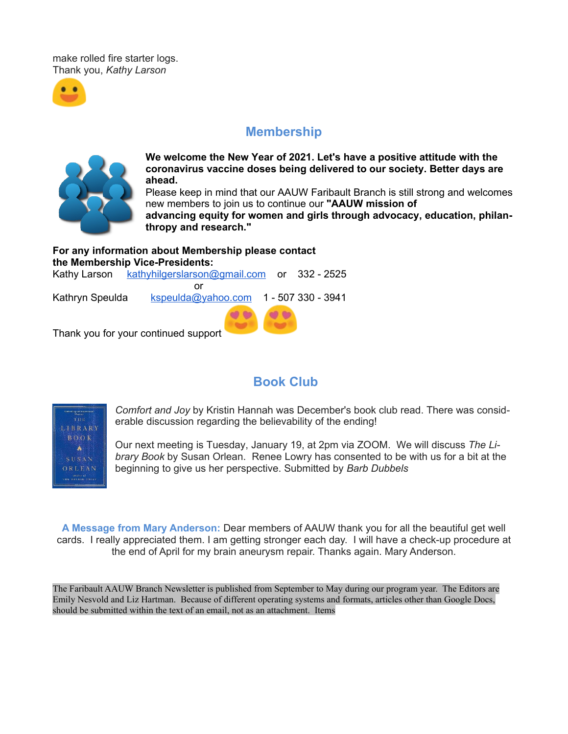make rolled fire starter logs.
Thank you, *Kathy Larson*

## Membership

**We welcome the New Year of 2021. Let's have a positive attitude with the coronavirus vaccine doses being delivered to our society. Better days are ahead.**

Please keep in mind that our AAUW Faribault Branch is still strong and welcomes new members to join us to continue our **"AAUW mission of advancing equity for women and girls through advocacy, education, philanthropy and research."**

**For any information about Membership please contact the Membership Vice-Presidents:**

Kathy Larson kathyhilgerslarson@gmail.com or 332 - 2525

or

Kathryn Speulda kspeulda@yahoo.com 1 - 507 330 - 3941

Thank you for your continued support

## Book Club

*Comfort and Joy* by Kristin Hannah was December's book club read. There was considerable discussion regarding the believability of the ending!

Our next meeting is Tuesday, January 19, at 2pm via ZOOM. We will discuss *The Library Book* by Susan Orlean. Renee Lowry has consented to be with us for a bit at the beginning to give us her perspective. Submitted by *Barb Dubbels*

**A Message from Mary Anderson:** Dear members of AAUW thank you for all the beautiful get well cards. I really appreciated them. I am getting stronger each day. I will have a check-up procedure at the end of April for my brain aneurysm repair. Thanks again. Mary Anderson.

The Faribault AAUW Branch Newsletter is published from September to May during our program year. The Editors are Emily Nesvold and Liz Hartman. Because of different operating systems and formats, articles other than Google Docs, should be submitted within the text of an email, not as an attachment. Items